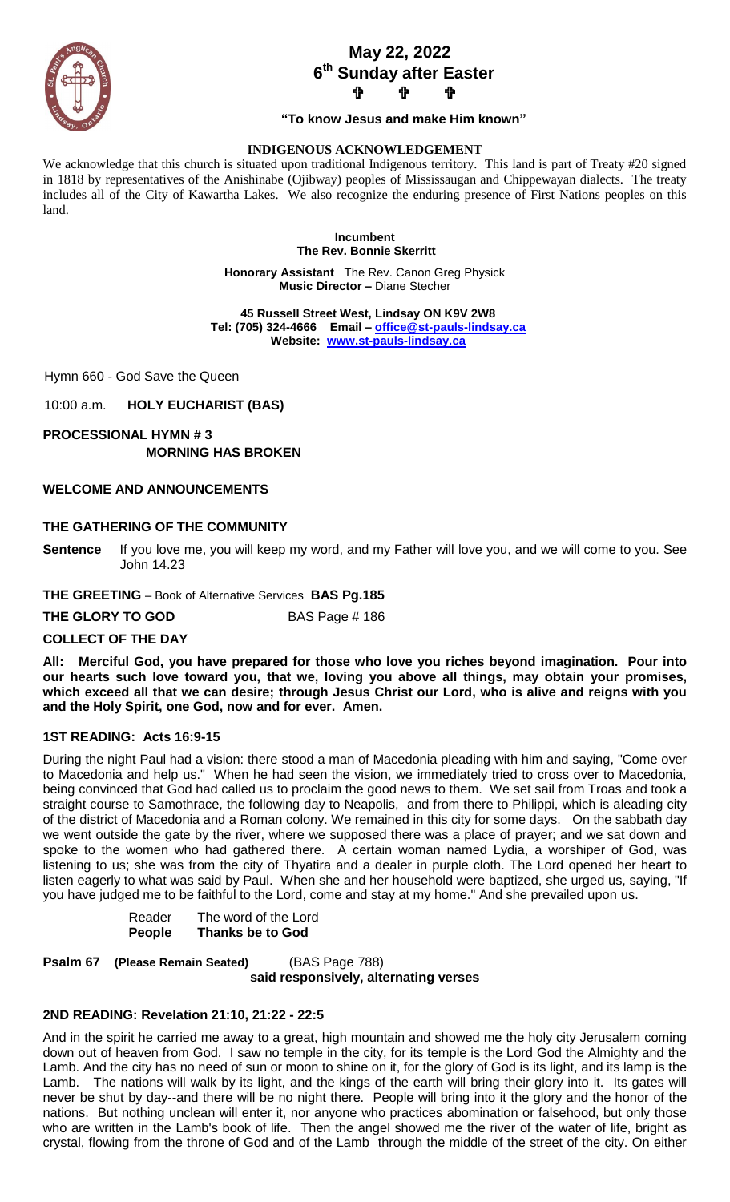# May 22, 2022
## 6th Sunday after Easter
✞ ✞ ✞

**"To know Jesus and make Him known"**

**INDIGENOUS ACKNOWLEDGEMENT**

We acknowledge that this church is situated upon traditional Indigenous territory. This land is part of Treaty #20 signed in 1818 by representatives of the Anishinabe (Ojibway) peoples of Mississaugan and Chippewayan dialects. The treaty includes all of the City of Kawartha Lakes. We also recognize the enduring presence of First Nations peoples on this land.

**Incumbent**
**The Rev. Bonnie Skerritt**

**Honorary Assistant** The Rev. Canon Greg Physick
**Music Director –** Diane Stecher

**45 Russell Street West, Lindsay ON K9V 2W8**
**Tel: (705) 324-4666 Email – office@st-pauls-lindsay.ca**
**Website: www.st-pauls-lindsay.ca**

Hymn 660 - God Save the Queen

10:00 a.m. **HOLY EUCHARIST (BAS)**

**PROCESSIONAL HYMN # 3**
**MORNING HAS BROKEN**

**WELCOME AND ANNOUNCEMENTS**

**THE GATHERING OF THE COMMUNITY**

**Sentence** If you love me, you will keep my word, and my Father will love you, and we will come to you. See John 14.23

**THE GREETING** – Book of Alternative Services **BAS Pg.185**

**THE GLORY TO GOD** BAS Page # 186

**COLLECT OF THE DAY**

**All: Merciful God, you have prepared for those who love you riches beyond imagination. Pour into our hearts such love toward you, that we, loving you above all things, may obtain your promises, which exceed all that we can desire; through Jesus Christ our Lord, who is alive and reigns with you and the Holy Spirit, one God, now and for ever. Amen.**

**1ST READING: Acts 16:9-15**

During the night Paul had a vision: there stood a man of Macedonia pleading with him and saying, "Come over to Macedonia and help us." When he had seen the vision, we immediately tried to cross over to Macedonia, being convinced that God had called us to proclaim the good news to them. We set sail from Troas and took a straight course to Samothrace, the following day to Neapolis, and from there to Philippi, which is aleading city of the district of Macedonia and a Roman colony. We remained in this city for some days. On the sabbath day we went outside the gate by the river, where we supposed there was a place of prayer; and we sat down and spoke to the women who had gathered there. A certain woman named Lydia, a worshiper of God, was listening to us; she was from the city of Thyatira and a dealer in purple cloth. The Lord opened her heart to listen eagerly to what was said by Paul. When she and her household were baptized, she urged us, saying, "If you have judged me to be faithful to the Lord, come and stay at my home." And she prevailed upon us.

Reader The word of the Lord
**People Thanks be to God**

**Psalm 67 (Please Remain Seated)** (BAS Page 788)
**said responsively, alternating verses**

**2ND READING: Revelation 21:10, 21:22 - 22:5**

And in the spirit he carried me away to a great, high mountain and showed me the holy city Jerusalem coming down out of heaven from God. I saw no temple in the city, for its temple is the Lord God the Almighty and the Lamb. And the city has no need of sun or moon to shine on it, for the glory of God is its light, and its lamp is the Lamb. The nations will walk by its light, and the kings of the earth will bring their glory into it. Its gates will never be shut by day--and there will be no night there. People will bring into it the glory and the honor of the nations. But nothing unclean will enter it, nor anyone who practices abomination or falsehood, but only those who are written in the Lamb's book of life. Then the angel showed me the river of the water of life, bright as crystal, flowing from the throne of God and of the Lamb through the middle of the street of the city. On either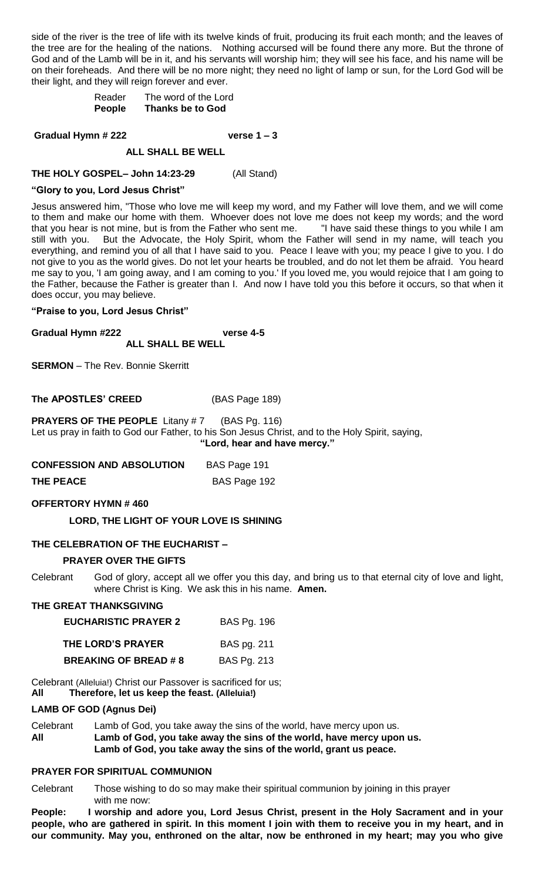side of the river is the tree of life with its twelve kinds of fruit, producing its fruit each month; and the leaves of the tree are for the healing of the nations. Nothing accursed will be found there any more. But the throne of God and of the Lamb will be in it, and his servants will worship him; they will see his face, and his name will be on their foreheads. And there will be no more night; they need no light of lamp or sun, for the Lord God will be their light, and they will reign forever and ever.

Reader The word of the Lord
**People Thanks be to God**

**Gradual Hymn # 222 verse 1 – 3**

**ALL SHALL BE WELL**

**THE HOLY GOSPEL– John 14:23-29** (All Stand)

**"Glory to you, Lord Jesus Christ"**

Jesus answered him, "Those who love me will keep my word, and my Father will love them, and we will come to them and make our home with them. Whoever does not love me does not keep my words; and the word that you hear is not mine, but is from the Father who sent me. "I have said these things to you while I am still with you. But the Advocate, the Holy Spirit, whom the Father will send in my name, will teach you everything, and remind you of all that I have said to you. Peace I leave with you; my peace I give to you. I do not give to you as the world gives. Do not let your hearts be troubled, and do not let them be afraid. You heard me say to you, 'I am going away, and I am coming to you.' If you loved me, you would rejoice that I am going to the Father, because the Father is greater than I. And now I have told you this before it occurs, so that when it does occur, you may believe.

**"Praise to you, Lord Jesus Christ"**

**Gradual Hymn #222 verse 4-5**
**ALL SHALL BE WELL**

**SERMON** – The Rev. Bonnie Skerritt

**The APOSTLES' CREED** (BAS Page 189)

**PRAYERS OF THE PEOPLE** Litany # 7 (BAS Pg. 116)
Let us pray in faith to God our Father, to his Son Jesus Christ, and to the Holy Spirit, saying,
**"Lord, hear and have mercy."**

**CONFESSION AND ABSOLUTION** BAS Page 191

**THE PEACE** BAS Page 192

**OFFERTORY HYMN # 460**

**LORD, THE LIGHT OF YOUR LOVE IS SHINING**

**THE CELEBRATION OF THE EUCHARIST –**

**PRAYER OVER THE GIFTS**

Celebrant God of glory, accept all we offer you this day, and bring us to that eternal city of love and light, where Christ is King. We ask this in his name. **Amen.**

**THE GREAT THANKSGIVING**

**EUCHARISTIC PRAYER 2** BAS Pg. 196

**THE LORD'S PRAYER** BAS pg. 211

**BREAKING OF BREAD # 8** BAS Pg. 213

Celebrant (Alleluia!) Christ our Passover is sacrificed for us;
**All Therefore, let us keep the feast. (Alleluia!)**

**LAMB OF GOD (Agnus Dei)**

Celebrant Lamb of God, you take away the sins of the world, have mercy upon us.
**All Lamb of God, you take away the sins of the world, have mercy upon us.**
**Lamb of God, you take away the sins of the world, grant us peace.**

**PRAYER FOR SPIRITUAL COMMUNION**

Celebrant Those wishing to do so may make their spiritual communion by joining in this prayer with me now:

**People: I worship and adore you, Lord Jesus Christ, present in the Holy Sacrament and in your people, who are gathered in spirit. In this moment I join with them to receive you in my heart, and in our community. May you, enthroned on the altar, now be enthroned in my heart; may you who give**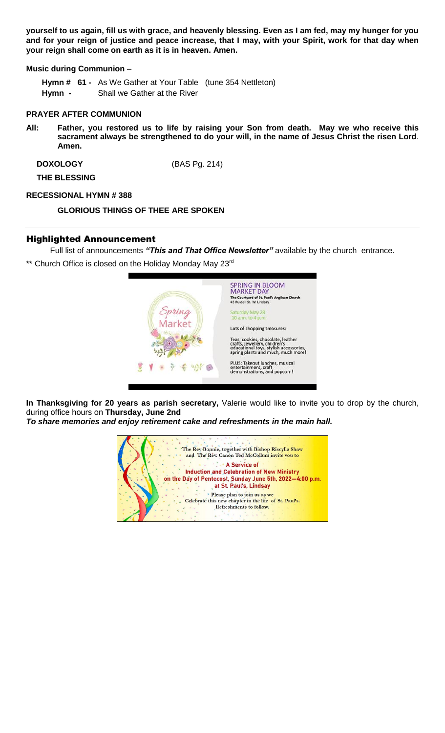**yourself to us again, fill us with grace, and heavenly blessing. Even as I am fed, may my hunger for you and for your reign of justice and peace increase, that I may, with your Spirit, work for that day when your reign shall come on earth as it is in heaven. Amen.**

**Music during Communion –**

**Hymn # 61 -** As We Gather at Your Table (tune 354 Nettleton)
**Hymn -** Shall we Gather at the River

**PRAYER AFTER COMMUNION**

**All: Father, you restored us to life by raising your Son from death. May we who receive this sacrament always be strengthened to do your will, in the name of Jesus Christ the risen Lord. Amen.**

**DOXOLOGY** (BAS Pg. 214)

**THE BLESSING**

**RECESSIONAL HYMN # 388**

**GLORIOUS THINGS OF THEE ARE SPOKEN**

## Highlighted Announcement

Full list of announcements ***"This and That Office Newsletter"*** available by the church entrance.

** Church Office is closed on the Holiday Monday May 23rd

Spring Market

SPRING IN BLOOM
MARKET DAY
The Courtyard of St. Paul's Anglican Church
45 Russell St. W. Lindsay

Saturday May 28
10 a.m. to 4 p.m.

Lots of shopping treasures:

Teas, cookies, chocolate, leather crafts, jewellery, children's educational toys, stylish accessories, spring plants and much, much more!

PLUS: Takeout lunches, musical entertainment, craft demonstrations, and popcorn!

**In Thanksgiving for 20 years as parish secretary,** Valerie would like to invite you to drop by the church, during office hours on **Thursday, June 2nd**
***To share memories and enjoy retirement cake and refreshments in the main hall.***

The Rev Bonnie, together with Bishop Riscylla Shaw and The Rev. Canon Ted McCollum invite you to

**A Service of Induction and Celebration of New Ministry on the Day of Pentecost, Sunday June 5th, 2022—4:00 p.m. at St. Paul's, Lindsay**

Please plan to join us as we Celebrate this new chapter in the life of St. Paul's. Refreshments to follow.